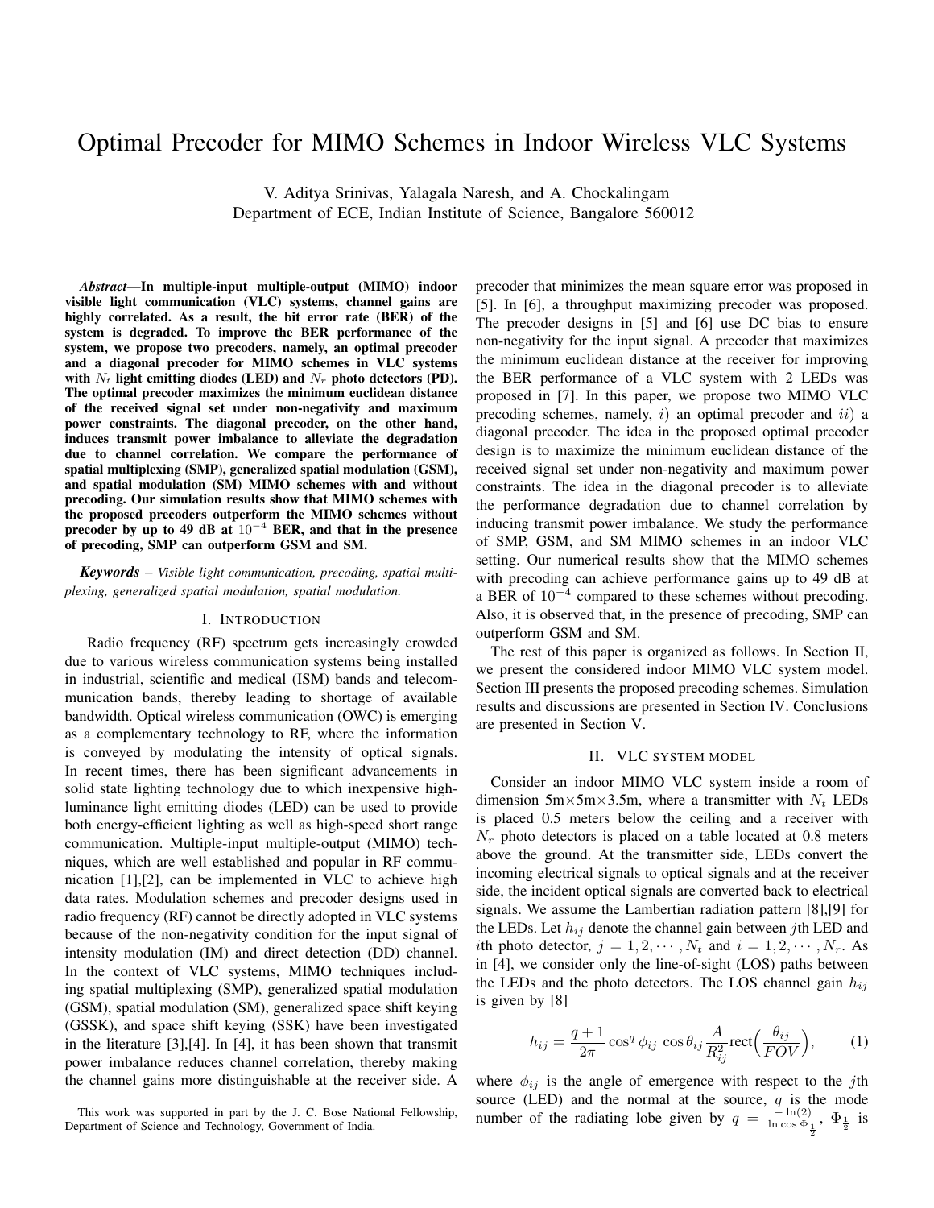# Optimal Precoder for MIMO Schemes in Indoor Wireless VLC Systems

V. Aditya Srinivas, Yalagala Naresh, and A. Chockalingam
Department of ECE, Indian Institute of Science, Bangalore 560012

***Abstract*—In multiple-input multiple-output (MIMO) indoor visible light communication (VLC) systems, channel gains are highly correlated. As a result, the bit error rate (BER) of the system is degraded. To improve the BER performance of the system, we propose two precoders, namely, an optimal precoder and a diagonal precoder for MIMO schemes in VLC systems with $N_t$ light emitting diodes (LED) and $N_r$ photo detectors (PD). The optimal precoder maximizes the minimum euclidean distance of the received signal set under non-negativity and maximum power constraints. The diagonal precoder, on the other hand, induces transmit power imbalance to alleviate the degradation due to channel correlation. We compare the performance of spatial multiplexing (SMP), generalized spatial modulation (GSM), and spatial modulation (SM) MIMO schemes with and without precoding. Our simulation results show that MIMO schemes with the proposed precoders outperform the MIMO schemes without precoder by up to 49 dB at $10^{-4}$ BER, and that in the presence of precoding, SMP can outperform GSM and SM.**

***Keywords*** – *Visible light communication, precoding, spatial multiplexing, generalized spatial modulation, spatial modulation.*

## I. Introduction

Radio frequency (RF) spectrum gets increasingly crowded due to various wireless communication systems being installed in industrial, scientific and medical (ISM) bands and telecommunication bands, thereby leading to shortage of available bandwidth. Optical wireless communication (OWC) is emerging as a complementary technology to RF, where the information is conveyed by modulating the intensity of optical signals. In recent times, there has been significant advancements in solid state lighting technology due to which inexpensive high-luminance light emitting diodes (LED) can be used to provide both energy-efficient lighting as well as high-speed short range communication. Multiple-input multiple-output (MIMO) techniques, which are well established and popular in RF communication [1],[2], can be implemented in VLC to achieve high data rates. Modulation schemes and precoder designs used in radio frequency (RF) cannot be directly adopted in VLC systems because of the non-negativity condition for the input signal of intensity modulation (IM) and direct detection (DD) channel. In the context of VLC systems, MIMO techniques including spatial multiplexing (SMP), generalized spatial modulation (GSM), spatial modulation (SM), generalized space shift keying (GSSK), and space shift keying (SSK) have been investigated in the literature [3],[4]. In [4], it has been shown that transmit power imbalance reduces channel correlation, thereby making the channel gains more distinguishable at the receiver side. A precoder that minimizes the mean square error was proposed in [5]. In [6], a throughput maximizing precoder was proposed. The precoder designs in [5] and [6] use DC bias to ensure non-negativity for the input signal. A precoder that maximizes the minimum euclidean distance at the receiver for improving the BER performance of a VLC system with 2 LEDs was proposed in [7]. In this paper, we propose two MIMO VLC precoding schemes, namely, $i)$ an optimal precoder and $ii)$ a diagonal precoder. The idea in the proposed optimal precoder design is to maximize the minimum euclidean distance of the received signal set under non-negativity and maximum power constraints. The idea in the diagonal precoder is to alleviate the performance degradation due to channel correlation by inducing transmit power imbalance. We study the performance of SMP, GSM, and SM MIMO schemes in an indoor VLC setting. Our numerical results show that the MIMO schemes with precoding can achieve performance gains up to 49 dB at a BER of $10^{-4}$ compared to these schemes without precoding. Also, it is observed that, in the presence of precoding, SMP can outperform GSM and SM.

The rest of this paper is organized as follows. In Section II, we present the considered indoor MIMO VLC system model. Section III presents the proposed precoding schemes. Simulation results and discussions are presented in Section IV. Conclusions are presented in Section V.

## II. VLC System Model

Consider an indoor MIMO VLC system inside a room of dimension 5m×5m×3.5m, where a transmitter with $N_t$ LEDs is placed 0.5 meters below the ceiling and a receiver with $N_r$ photo detectors is placed on a table located at 0.8 meters above the ground. At the transmitter side, LEDs convert the incoming electrical signals to optical signals and at the receiver side, the incident optical signals are converted back to electrical signals. We assume the Lambertian radiation pattern [8],[9] for the LEDs. Let $h_{ij}$ denote the channel gain between $j$th LED and $i$th photo detector, $j = 1, 2, \cdots, N_t$ and $i = 1, 2, \cdots, N_r$. As in [4], we consider only the line-of-sight (LOS) paths between the LEDs and the photo detectors. The LOS channel gain $h_{ij}$ is given by [8]

$$h_{ij} = \frac{q+1}{2\pi} \cos^q \phi_{ij} \, \cos \theta_{ij} \frac{A}{R_{ij}^2} \text{rect}\Big(\frac{\theta_{ij}}{FOV}\Big), \qquad (1)$$

where $\phi_{ij}$ is the angle of emergence with respect to the $j$th source (LED) and the normal at the source, $q$ is the mode number of the radiating lobe given by $q = \frac{-\ln(2)}{\ln \cos \Phi_{\frac{1}{2}}}$, $\Phi_{\frac{1}{2}}$ is

This work was supported in part by the J. C. Bose National Fellowship, Department of Science and Technology, Government of India.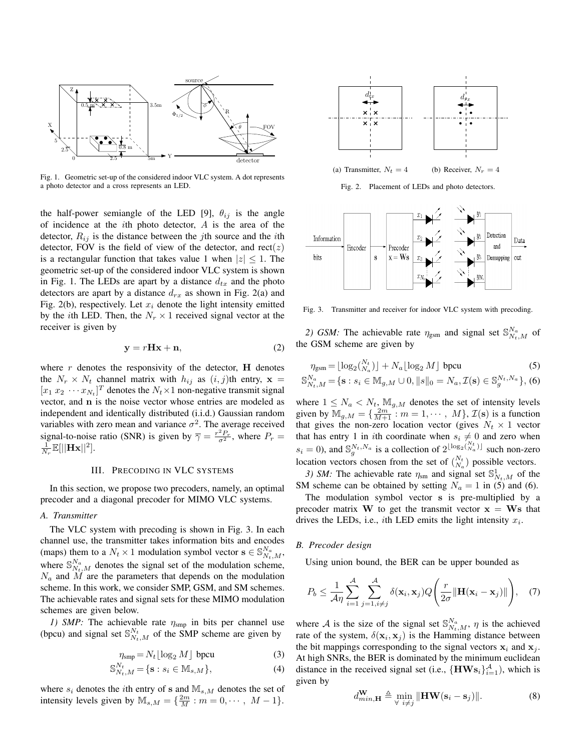Fig. 1. Geometric set-up of the considered indoor VLC system. A dot represents a photo detector and a cross represents an LED.

(a) Transmitter, $N_t = 4$ (b) Receiver, $N_r = 4$

Fig. 2. Placement of LEDs and photo detectors.

the half-power semiangle of the LED [9], $\theta_{ij}$ is the angle of incidence at the $i$th photo detector, $A$ is the area of the detector, $R_{ij}$ is the distance between the $j$th source and the $i$th detector, FOV is the field of view of the detector, and $\text{rect}(z)$ is a rectangular function that takes value 1 when $|z| \leq 1$. The geometric set-up of the considered indoor VLC system is shown in Fig. 1. The LEDs are apart by a distance $d_{tx}$ and the photo detectors are apart by a distance $d_{rx}$ as shown in Fig. 2(a) and Fig. 2(b), respectively. Let $x_i$ denote the light intensity emitted by the $i$th LED. Then, the $N_r \times 1$ received signal vector at the receiver is given by

$$\mathbf{y} = r\mathbf{H}\mathbf{x} + \mathbf{n}, \tag{2}$$

where $r$ denotes the responsivity of the detector, $\mathbf{H}$ denotes the $N_r \times N_t$ channel matrix with $h_{ij}$ as $(i,j)$th entry, $\mathbf{x} = [x_1 \ x_2 \ \cdots x_{N_t}]^T$ denotes the $N_t \times 1$ non-negative transmit signal vector, and $\mathbf{n}$ is the noise vector whose entries are modeled as independent and identically distributed (i.i.d.) Gaussian random variables with zero mean and variance $\sigma^2$. The average received signal-to-noise ratio (SNR) is given by $\overline{\gamma} = \frac{r^2 P_r}{\sigma^2}$, where $P_r = \frac{1}{N_r}\mathbb{E}[||\mathbf{H}\mathbf{x}||^2]$.

## III. Precoding in VLC systems

In this section, we propose two precoders, namely, an optimal precoder and a diagonal precoder for MIMO VLC systems.

### A. Transmitter

The VLC system with precoding is shown in Fig. 3. In each channel use, the transmitter takes information bits and encodes (maps) them to a $N_t \times 1$ modulation symbol vector $\mathbf{s} \in \mathbb{S}_{N_t,M}^{N_a}$, where $\mathbb{S}_{N_t,M}^{N_a}$ denotes the signal set of the modulation scheme, $N_a$ and $M$ are the parameters that depends on the modulation scheme. In this work, we consider SMP, GSM, and SM schemes. The achievable rates and signal sets for these MIMO modulation schemes are given below.

*1) SMP:* The achievable rate $\eta_{\text{smp}}$ in bits per channel use (bpcu) and signal set $\mathbb{S}_{N_t,M}^{N_t}$ of the SMP scheme are given by

$$\eta_{\text{smp}} = N_t \lfloor \log_2 M \rfloor \text{ bpcu} \tag{3}$$

$$\mathbb{S}_{N_t,M}^{N_t} = \{\mathbf{s} : s_i \in \mathbb{M}_{s,M}\}, \tag{4}$$

where $s_i$ denotes the $i$th entry of $\mathbf{s}$ and $\mathbb{M}_{s,M}$ denotes the set of intensity levels given by $\mathbb{M}_{s,M} = \{\frac{2m}{M} : m = 0, \cdots, M-1\}$.

Fig. 3. Transmitter and receiver for indoor VLC system with precoding.

*2) GSM:* The achievable rate $\eta_{\text{gsm}}$ and signal set $\mathbb{S}_{N_t,M}^{N_a}$ of the GSM scheme are given by

$$\eta_{\text{gsm}} = \lfloor \log_2 \tbinom{N_t}{N_a} \rfloor + N_a \lfloor \log_2 M \rfloor \text{ bpcu} \tag{5}$$

$$\mathbb{S}_{N_t,M}^{N_a} = \{\mathbf{s} : s_i \in \mathbb{M}_{g,M} \cup 0, \|s\|_0 = N_a, \mathcal{I}(\mathbf{s}) \in \mathbb{S}_g^{N_t,N_a}\}, \tag{6}$$

where $1 \leq N_a < N_t$, $\mathbb{M}_{g,M}$ denotes the set of intensity levels given by $\mathbb{M}_{g,M} = \{\frac{2m}{M+1} : m = 1, \cdots, M\}$, $\mathcal{I}(\mathbf{s})$ is a function that gives the non-zero location vector (gives $N_t \times 1$ vector that has entry 1 in $i$th coordinate when $s_i \neq 0$ and zero when $s_i = 0$), and $\mathbb{S}_g^{N_t,N_a}$ is a collection of $2^{\lfloor \log_2 \binom{N_t}{N_a} \rfloor}$ such non-zero location vectors chosen from the set of $\binom{N_t}{N_a}$ possible vectors.

*3) SM:* The achievable rate $\eta_{\text{sm}}$ and signal set $\mathbb{S}_{N_t,M}^{1}$ of the SM scheme can be obtained by setting $N_a = 1$ in (5) and (6).

The modulation symbol vector $\mathbf{s}$ is pre-multiplied by a precoder matrix $\mathbf{W}$ to get the transmit vector $\mathbf{x} = \mathbf{W}\mathbf{s}$ that drives the LEDs, i.e., $i$th LED emits the light intensity $x_i$.

### B. Precoder design

Using union bound, the BER can be upper bounded as

$$P_b \leq \frac{1}{\mathcal{A}\eta} \sum_{i=1}^{\mathcal{A}} \sum_{j=1, i \neq j}^{\mathcal{A}} \delta(\mathbf{x}_i, \mathbf{x}_j) Q\left(\frac{r}{2\sigma}\|\mathbf{H}(\mathbf{x}_i - \mathbf{x}_j)\|\right), \tag{7}$$

where $\mathcal{A}$ is the size of the signal set $\mathbb{S}_{N_t,M}^{N_a}$, $\eta$ is the achieved rate of the system, $\delta(\mathbf{x}_i, \mathbf{x}_j)$ is the Hamming distance between the bit mappings corresponding to the signal vectors $\mathbf{x}_i$ and $\mathbf{x}_j$. At high SNRs, the BER is dominated by the minimum euclidean distance in the received signal set (i.e., $\{\mathbf{H}\mathbf{W}\mathbf{s}_i\}_{i=1}^{\mathcal{A}}$), which is given by

$$d_{min,\mathbf{H}}^{\mathbf{W}} \triangleq \min_{\forall \ i \neq j} \|\mathbf{H}\mathbf{W}(\mathbf{s}_i - \mathbf{s}_j)\|. \tag{8}$$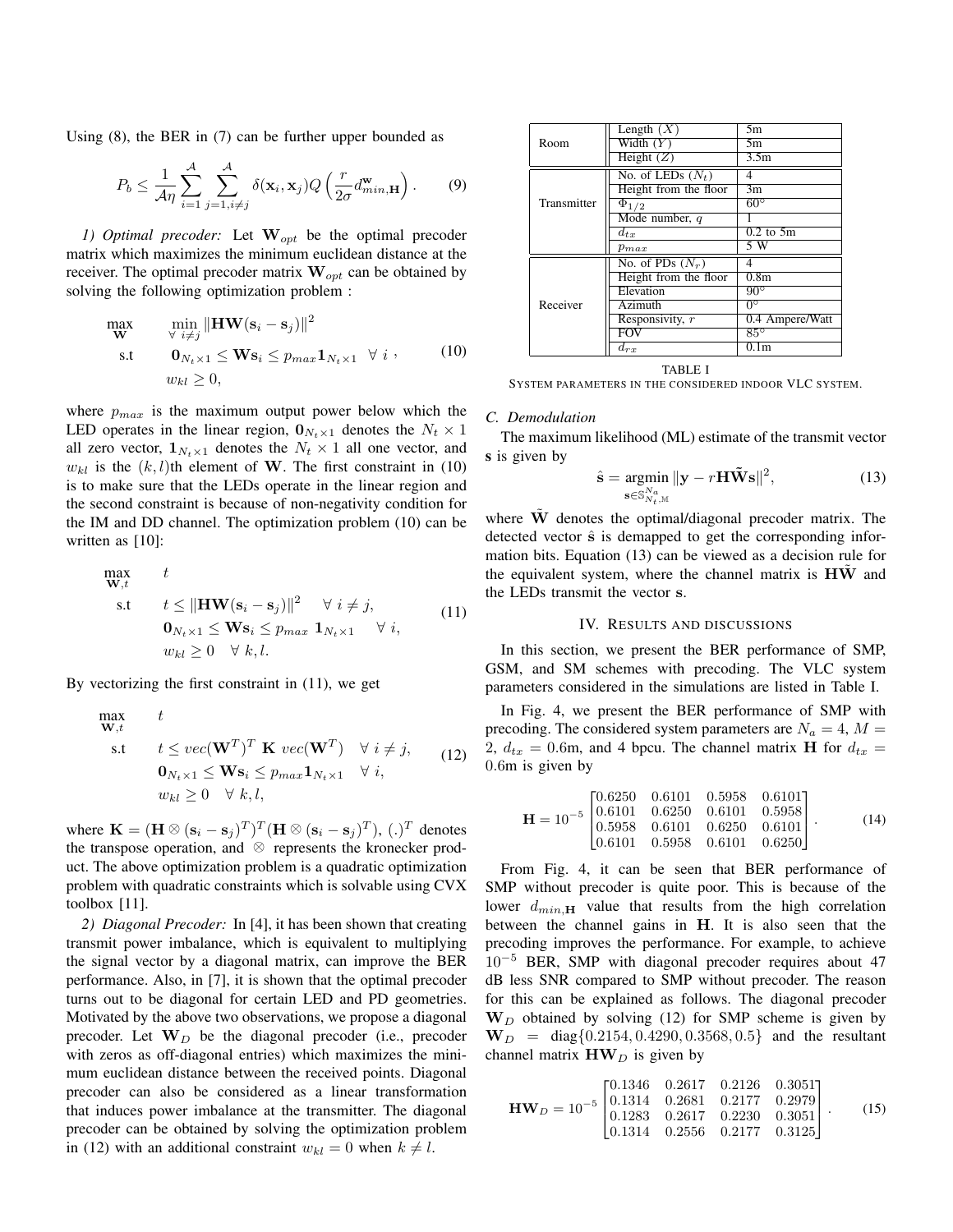Using (8), the BER in (7) can be further upper bounded as

$$P_b \leq \frac{1}{\mathcal{A}\eta} \sum_{i=1}^{\mathcal{A}} \sum_{j=1, i\neq j}^{\mathcal{A}} \delta(\mathbf{x}_i, \mathbf{x}_j) Q\left(\frac{r}{2\sigma} d_{min,\mathbf{H}}^{\mathbf{w}}\right). \tag{9}$$

*1) Optimal precoder:* Let $\mathbf{W}_{opt}$ be the optimal precoder matrix which maximizes the minimum euclidean distance at the receiver. The optimal precoder matrix $\mathbf{W}_{opt}$ can be obtained by solving the following optimization problem :

$$\begin{aligned} \max_{\mathbf{W}} \quad & \min_{\forall\, i\neq j} \|\mathbf{H}\mathbf{W}(\mathbf{s}_i - \mathbf{s}_j)\|^2 \\ \text{s.t} \quad & \mathbf{0}_{N_t \times 1} \leq \mathbf{W}\mathbf{s}_i \leq p_{max} \mathbf{1}_{N_t \times 1} \ \ \forall\ i\ , \\ & w_{kl} \geq 0, \end{aligned} \tag{10}$$

where $p_{max}$ is the maximum output power below which the LED operates in the linear region, $\mathbf{0}_{N_t\times 1}$ denotes the $N_t \times 1$ all zero vector, $\mathbf{1}_{N_t\times 1}$ denotes the $N_t \times 1$ all one vector, and $w_{kl}$ is the $(k,l)$th element of $\mathbf{W}$. The first constraint in (10) is to make sure that the LEDs operate in the linear region and the second constraint is because of non-negativity condition for the IM and DD channel. The optimization problem (10) can be written as [10]:

$$\begin{aligned} \max_{\mathbf{W},t} \quad & t \\ \text{s.t} \quad & t \leq \|\mathbf{H}\mathbf{W}(\mathbf{s}_i - \mathbf{s}_j)\|^2 \quad \forall\ i \neq j, \\ & \mathbf{0}_{N_t\times 1} \leq \mathbf{W}\mathbf{s}_i \leq p_{max}\ \mathbf{1}_{N_t \times 1} \quad \forall\ i, \\ & w_{kl} \geq 0 \quad \forall\ k,l. \end{aligned} \tag{11}$$

By vectorizing the first constraint in (11), we get

$$\begin{aligned} \max_{\mathbf{W},t} \quad & t \\ \text{s.t} \quad & t \leq vec(\mathbf{W}^T)^T\ \mathbf{K}\ vec(\mathbf{W}^T) \quad \forall\ i \neq j, \\ & \mathbf{0}_{N_t\times 1} \leq \mathbf{W}\mathbf{s}_i \leq p_{max} \mathbf{1}_{N_t \times 1} \quad \forall\ i, \\ & w_{kl} \geq 0 \quad \forall\ k,l, \end{aligned} \tag{12}$$

where $\mathbf{K} = (\mathbf{H} \otimes (\mathbf{s}_i - \mathbf{s}_j)^T)^T(\mathbf{H} \otimes (\mathbf{s}_i - \mathbf{s}_j)^T)$, $(.)^T$ denotes the transpose operation, and $\otimes$ represents the kronecker product. The above optimization problem is a quadratic optimization problem with quadratic constraints which is solvable using CVX toolbox [11].

*2) Diagonal Precoder:* In [4], it has been shown that creating transmit power imbalance, which is equivalent to multiplying the signal vector by a diagonal matrix, can improve the BER performance. Also, in [7], it is shown that the optimal precoder turns out to be diagonal for certain LED and PD geometries. Motivated by the above two observations, we propose a diagonal precoder. Let $\mathbf{W}_D$ be the diagonal precoder (i.e., precoder with zeros as off-diagonal entries) which maximizes the minimum euclidean distance between the received points. Diagonal precoder can also be considered as a linear transformation that induces power imbalance at the transmitter. The diagonal precoder can be obtained by solving the optimization problem in (12) with an additional constraint $w_{kl} = 0$ when $k \neq l$.

| | | |
|---|---|---|
| Room | Length ($X$) | 5m |
| | Width ($Y$) | 5m |
| | Height ($Z$) | 3.5m |
| Transmitter | No. of LEDs ($N_t$) | 4 |
| | Height from the floor | 3m |
| | $\Phi_{1/2}$ | 60° |
| | Mode number, $q$ | 1 |
| | $d_{tx}$ | 0.2 to 5m |
| | $p_{max}$ | 5 W |
| Receiver | No. of PDs ($N_r$) | 4 |
| | Height from the floor | 0.8m |
| | Elevation | 90° |
| | Azimuth | 0° |
| | Responsivity, $r$ | 0.4 Ampere/Watt |
| | FOV | 85° |
| | $d_{rx}$ | 0.1m |

TABLE I
SYSTEM PARAMETERS IN THE CONSIDERED INDOOR VLC SYSTEM.

### C. Demodulation

The maximum likelihood (ML) estimate of the transmit vector $\mathbf{s}$ is given by

$$\hat{\mathbf{s}} = \underset{\mathbf{s}\in\mathbb{S}_{N_t,\mathbb{M}}^{N_a}}{\text{argmin}} \|\mathbf{y} - r\mathbf{H}\tilde{\mathbf{W}}\mathbf{s}\|^2, \tag{13}$$

where $\tilde{\mathbf{W}}$ denotes the optimal/diagonal precoder matrix. The detected vector $\hat{\mathbf{s}}$ is demapped to get the corresponding information bits. Equation (13) can be viewed as a decision rule for the equivalent system, where the channel matrix is $\mathbf{H}\tilde{\mathbf{W}}$ and the LEDs transmit the vector $\mathbf{s}$.

## IV. Results and discussions

In this section, we present the BER performance of SMP, GSM, and SM schemes with precoding. The VLC system parameters considered in the simulations are listed in Table I.

In Fig. 4, we present the BER performance of SMP with precoding. The considered system parameters are $N_a = 4$, $M = 2$, $d_{tx} = 0.6$m, and 4 bpcu. The channel matrix $\mathbf{H}$ for $d_{tx} = 0.6$m is given by

$$\mathbf{H} = 10^{-5}\begin{bmatrix} 0.6250 & 0.6101 & 0.5958 & 0.6101 \\ 0.6101 & 0.6250 & 0.6101 & 0.5958 \\ 0.5958 & 0.6101 & 0.6250 & 0.6101 \\ 0.6101 & 0.5958 & 0.6101 & 0.6250 \end{bmatrix}. \tag{14}$$

From Fig. 4, it can be seen that BER performance of SMP without precoder is quite poor. This is because of the lower $d_{min,\mathbf{H}}$ value that results from the high correlation between the channel gains in $\mathbf{H}$. It is also seen that the precoding improves the performance. For example, to achieve $10^{-5}$ BER, SMP with diagonal precoder requires about 47 dB less SNR compared to SMP without precoder. The reason for this can be explained as follows. The diagonal precoder $\mathbf{W}_D$ obtained by solving (12) for SMP scheme is given by $\mathbf{W}_D = \text{diag}\{0.2154, 0.4290, 0.3568, 0.5\}$ and the resultant channel matrix $\mathbf{H}\mathbf{W}_D$ is given by

$$\mathbf{H}\mathbf{W}_D = 10^{-5}\begin{bmatrix} 0.1346 & 0.2617 & 0.2126 & 0.3051 \\ 0.1314 & 0.2681 & 0.2177 & 0.2979 \\ 0.1283 & 0.2617 & 0.2230 & 0.3051 \\ 0.1314 & 0.2556 & 0.2177 & 0.3125 \end{bmatrix}. \tag{15}$$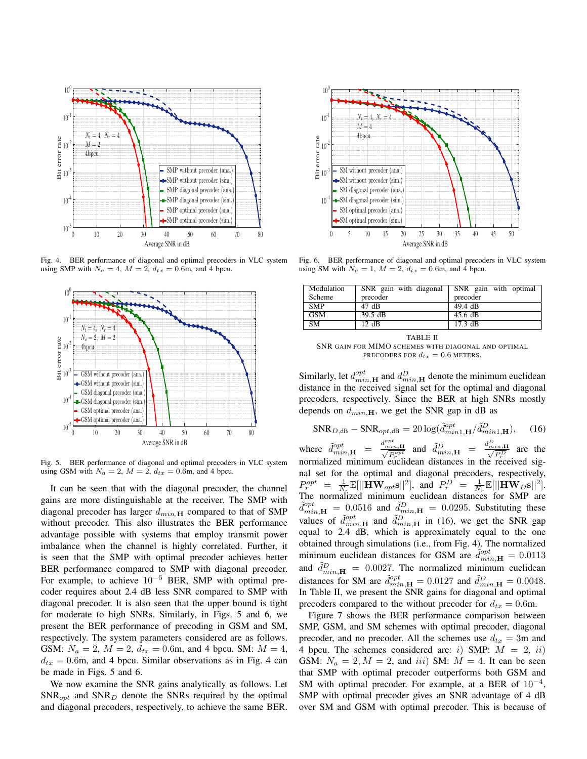Fig. 4. BER performance of diagonal and optimal precoders in VLC system using SMP with $N_a = 4$, $M = 2$, $d_{tx} = 0.6$m, and 4 bpcu.

Fig. 5. BER performance of diagonal and optimal precoders in VLC system using GSM with $N_a = 2$, $M = 2$, $d_{tx} = 0.6$m, and 4 bpcu.

It can be seen that with the diagonal precoder, the channel gains are more distinguishable at the receiver. The SMP with diagonal precoder has larger $d_{min,\mathbf{H}}$ compared to that of SMP without precoder. This also illustrates the BER performance advantage possible with systems that employ transmit power imbalance when the channel is highly correlated. Further, it is seen that the SMP with optimal precoder achieves better BER performance compared to SMP with diagonal precoder. For example, to achieve $10^{-5}$ BER, SMP with optimal precoder requires about 2.4 dB less SNR compared to SMP with diagonal precoder. It is also seen that the upper bound is tight for moderate to high SNRs. Similarly, in Figs. 5 and 6, we present the BER performance of precoding in GSM and SM, respectively. The system parameters considered are as follows. GSM: $N_a = 2$, $M = 2$, $d_{tx} = 0.6$m, and 4 bpcu. SM: $M = 4$, $d_{tx} = 0.6$m, and 4 bpcu. Similar observations as in Fig. 4 can be made in Figs. 5 and 6.

We now examine the SNR gains analytically as follows. Let $\text{SNR}_{opt}$ and $\text{SNR}_D$ denote the SNRs required by the optimal and diagonal precoders, respectively, to achieve the same BER.

Fig. 6. BER performance of diagonal and optimal precoders in VLC system using SM with $N_a = 1$, $M = 2$, $d_{tx} = 0.6$m, and 4 bpcu.

| Modulation Scheme | SNR gain with diagonal precoder | SNR gain with optimal precoder |
|---|---|---|
| SMP | 47 dB | 49.4 dB |
| GSM | 39.5 dB | 45.6 dB |
| SM | 12 dB | 17.3 dB |

TABLE II
SNR GAIN FOR MIMO SCHEMES WITH DIAGONAL AND OPTIMAL PRECODERS FOR $d_{tx} = 0.6$ METERS.

Similarly, let $d^{opt}_{min,\mathbf{H}}$ and $d^{D}_{min,\mathbf{H}}$ denote the minimum euclidean distance in the received signal set for the optimal and diagonal precoders, respectively. Since the BER at high SNRs mostly depends on $d_{min,\mathbf{H}}$, we get the SNR gap in dB as

$$\text{SNR}_{D,\text{dB}} - \text{SNR}_{opt,\text{dB}} = 20\log(\tilde{d}^{opt}_{min1,\mathbf{H}}/\tilde{d}^{D}_{min1,\mathbf{H}}), \quad (16)$$

where $\tilde{d}^{opt}_{min,\mathbf{H}} = \frac{d^{opt}_{min,\mathbf{H}}}{\sqrt{P^{opt}_r}}$ and $\tilde{d}^{D}_{min,\mathbf{H}} = \frac{d^{D}_{min,\mathbf{H}}}{\sqrt{P^{D}_r}}$ are the normalized minimum euclidean distances in the received signal set for the optimal and diagonal precoders, respectively, $P^{opt}_r = \frac{1}{N_r}\mathbb{E}[||\mathbf{H}\mathbf{W}_{opt}\mathbf{s}||^2]$, and $P^{D}_r = \frac{1}{N_r}\mathbb{E}[||\mathbf{H}\mathbf{W}_{D}\mathbf{s}||^2]$. The normalized minimum euclidean distances for SMP are $\tilde{d}^{opt}_{min,\mathbf{H}} = 0.0516$ and $\tilde{d}^{D}_{min,\mathbf{H}} = 0.0295$. Substituting these values of $\tilde{d}^{opt}_{min,\mathbf{H}}$ and $\tilde{d}^{D}_{min,\mathbf{H}}$ in (16), we get the SNR gap equal to 2.4 dB, which is approximately equal to the one obtained through simulations (i.e., from Fig. 4). The normalized minimum euclidean distances for GSM are $\tilde{d}^{opt}_{min,\mathbf{H}} = 0.0113$ and $\tilde{d}^{D}_{min,\mathbf{H}} = 0.0027$. The normalized minimum euclidean distances for SM are $\tilde{d}^{opt}_{min,\mathbf{H}} = 0.0127$ and $\tilde{d}^{D}_{min,\mathbf{H}} = 0.0048$. In Table II, we present the SNR gains for diagonal and optimal precoders compared to the without precoder for $d_{tx} = 0.6$m.

Figure 7 shows the BER performance comparison between SMP, GSM, and SM schemes with optimal precoder, diagonal precoder, and no precoder. All the schemes use $d_{tx} = 3$m and 4 bpcu. The schemes considered are: *i)* SMP: $M = 2$, *ii)* GSM: $N_a = 2, M = 2$, and *iii)* SM: $M = 4$. It can be seen that SMP with optimal precoder outperforms both GSM and SM with optimal precoder. For example, at a BER of $10^{-4}$, SMP with optimal precoder gives an SNR advantage of 4 dB over SM and GSM with optimal precoder. This is because of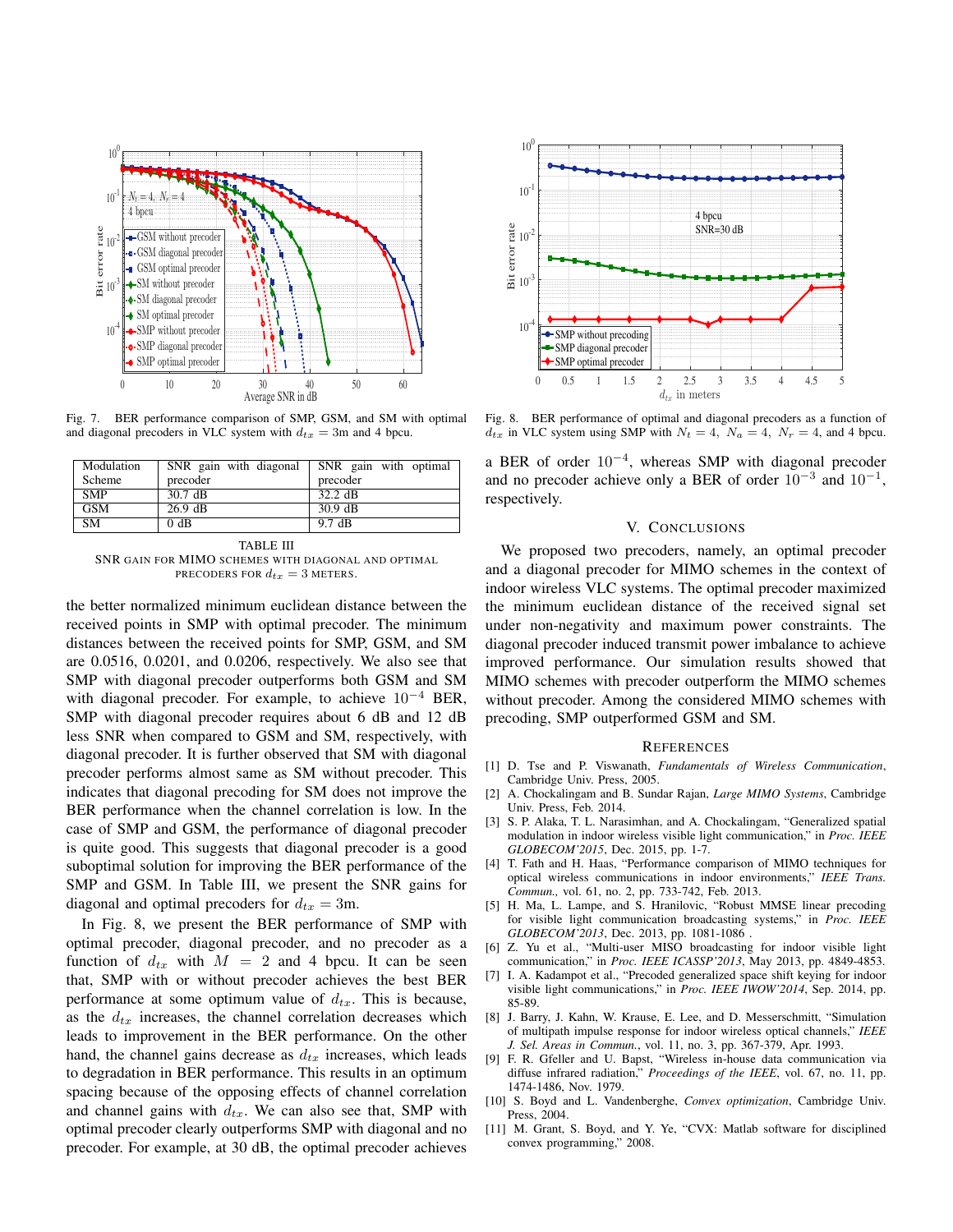$10^0$
$10^{-1}$
$10^{-2}$
$10^{-3}$
$10^{-4}$
Bit error rate
Average SNR in dB
0 10 20 30 40 50 60
$N_t = 4,\ N_r = 4$
4 bpcu
GSM without precoder
GSM diagonal precoder
GSM optimal precoder
SM without precoder
SM diagonal precoder
SM optimal precoder
SMP without precoder
SMP diagonal precoder
SMP optimal precoder

Fig. 7. BER performance comparison of SMP, GSM, and SM with optimal and diagonal precoders in VLC system with $d_{tx} = 3$m and 4 bpcu.

| Modulation Scheme | SNR gain with diagonal precoder | SNR gain with optimal precoder |
|---|---|---|
| SMP | 30.7 dB | 32.2 dB |
| GSM | 26.9 dB | 30.9 dB |
| SM | 0 dB | 9.7 dB |

TABLE III
SNR GAIN FOR MIMO SCHEMES WITH DIAGONAL AND OPTIMAL PRECODERS FOR $d_{tx} = 3$ METERS.

the better normalized minimum euclidean distance between the received points in SMP with optimal precoder. The minimum distances between the received points for SMP, GSM, and SM are 0.0516, 0.0201, and 0.0206, respectively. We also see that SMP with diagonal precoder outperforms both GSM and SM with diagonal precoder. For example, to achieve $10^{-4}$ BER, SMP with diagonal precoder requires about 6 dB and 12 dB less SNR when compared to GSM and SM, respectively, with diagonal precoder. It is further observed that SM with diagonal precoder performs almost same as SM without precoder. This indicates that diagonal precoding for SM does not improve the BER performance when the channel correlation is low. In the case of SMP and GSM, the performance of diagonal precoder is quite good. This suggests that diagonal precoder is a good suboptimal solution for improving the BER performance of the SMP and GSM. In Table III, we present the SNR gains for diagonal and optimal precoders for $d_{tx} = 3$m.

In Fig. 8, we present the BER performance of SMP with optimal precoder, diagonal precoder, and no precoder as a function of $d_{tx}$ with $M = 2$ and 4 bpcu. It can be seen that, SMP with or without precoder achieves the best BER performance at some optimum value of $d_{tx}$. This is because, as the $d_{tx}$ increases, the channel correlation decreases which leads to improvement in the BER performance. On the other hand, the channel gains decrease as $d_{tx}$ increases, which leads to degradation in BER performance. This results in an optimum spacing because of the opposing effects of channel correlation and channel gains with $d_{tx}$. We can also see that, SMP with optimal precoder clearly outperforms SMP with diagonal and no precoder. For example, at 30 dB, the optimal precoder achieves

$10^0$
$10^{-1}$
$10^{-2}$
$10^{-3}$
$10^{-4}$
Bit error rate
$d_{tx}$ in meters
0 0.5 1 1.5 2 2.5 3 3.5 4 4.5 5
4 bpcu
SNR=30 dB
SMP without precoding
SMP diagonal precoder
SMP optimal precoder

Fig. 8. BER performance of optimal and diagonal precoders as a function of $d_{tx}$ in VLC system using SMP with $N_t = 4$, $N_a = 4$, $N_r = 4$, and 4 bpcu.

a BER of order $10^{-4}$, whereas SMP with diagonal precoder and no precoder achieve only a BER of order $10^{-3}$ and $10^{-1}$, respectively.

## V. Conclusions

We proposed two precoders, namely, an optimal precoder and a diagonal precoder for MIMO schemes in the context of indoor wireless VLC systems. The optimal precoder maximized the minimum euclidean distance of the received signal set under non-negativity and maximum power constraints. The diagonal precoder induced transmit power imbalance to achieve improved performance. Our simulation results showed that MIMO schemes with precoder outperform the MIMO schemes without precoder. Among the considered MIMO schemes with precoding, SMP outperformed GSM and SM.

## References

[1] D. Tse and P. Viswanath, *Fundamentals of Wireless Communication*, Cambridge Univ. Press, 2005.

[2] A. Chockalingam and B. Sundar Rajan, *Large MIMO Systems*, Cambridge Univ. Press, Feb. 2014.

[3] S. P. Alaka, T. L. Narasimhan, and A. Chockalingam, "Generalized spatial modulation in indoor wireless visible light communication," in *Proc. IEEE GLOBECOM'2015*, Dec. 2015, pp. 1-7.

[4] T. Fath and H. Haas, "Performance comparison of MIMO techniques for optical wireless communications in indoor environments," *IEEE Trans. Commun.*, vol. 61, no. 2, pp. 733-742, Feb. 2013.

[5] H. Ma, L. Lampe, and S. Hranilovic, "Robust MMSE linear precoding for visible light communication broadcasting systems," in *Proc. IEEE GLOBECOM'2013*, Dec. 2013, pp. 1081-1086 .

[6] Z. Yu et al., "Multi-user MISO broadcasting for indoor visible light communication," in *Proc. IEEE ICASSP'2013*, May 2013, pp. 4849-4853.

[7] I. A. Kadampot et al., "Precoded generalized space shift keying for indoor visible light communications," in *Proc. IEEE IWOW'2014*, Sep. 2014, pp. 85-89.

[8] J. Barry, J. Kahn, W. Krause, E. Lee, and D. Messerschmitt, "Simulation of multipath impulse response for indoor wireless optical channels," *IEEE J. Sel. Areas in Commun.*, vol. 11, no. 3, pp. 367-379, Apr. 1993.

[9] F. R. Gfeller and U. Bapst, "Wireless in-house data communication via diffuse infrared radiation," *Proceedings of the IEEE*, vol. 67, no. 11, pp. 1474-1486, Nov. 1979.

[10] S. Boyd and L. Vandenberghe, *Convex optimization*, Cambridge Univ. Press, 2004.

[11] M. Grant, S. Boyd, and Y. Ye, "CVX: Matlab software for disciplined convex programming," 2008.